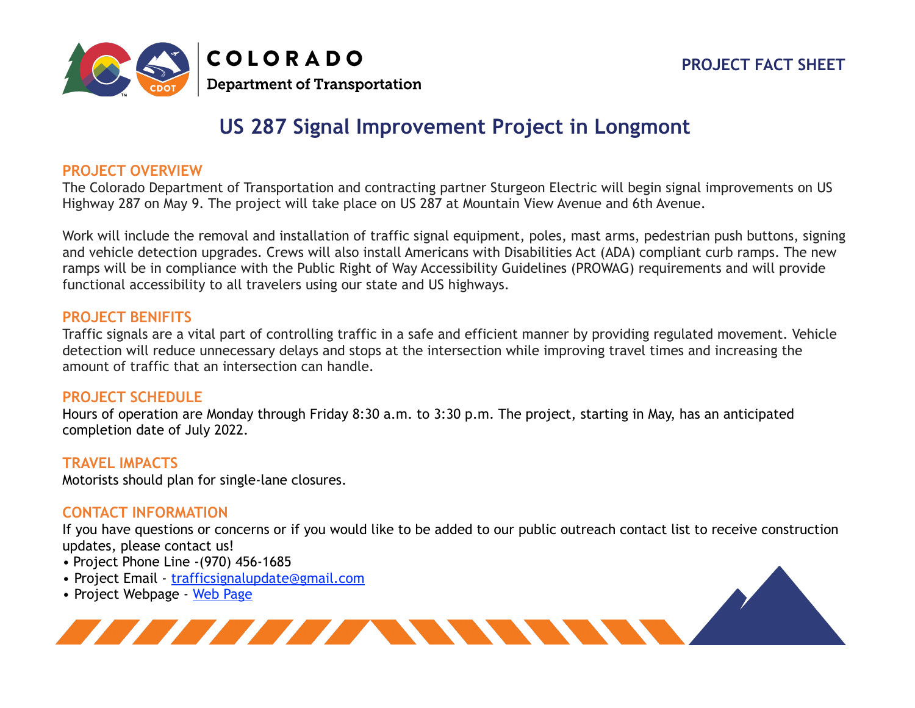COLORADO
Department of Transportation

PROJECT FACT SHEET

# US 287 Signal Improvement Project in Longmont

## PROJECT OVERVIEW

The Colorado Department of Transportation and contracting partner Sturgeon Electric will begin signal improvements on US Highway 287 on May 9. The project will take place on US 287 at Mountain View Avenue and 6th Avenue.

Work will include the removal and installation of traffic signal equipment, poles, mast arms, pedestrian push buttons, signing and vehicle detection upgrades. Crews will also install Americans with Disabilities Act (ADA) compliant curb ramps. The new ramps will be in compliance with the Public Right of Way Accessibility Guidelines (PROWAG) requirements and will provide functional accessibility to all travelers using our state and US highways.

## PROJECT BENIFITS

Traffic signals are a vital part of controlling traffic in a safe and efficient manner by providing regulated movement. Vehicle detection will reduce unnecessary delays and stops at the intersection while improving travel times and increasing the amount of traffic that an intersection can handle.

## PROJECT SCHEDULE

Hours of operation are Monday through Friday 8:30 a.m. to 3:30 p.m. The project, starting in May, has an anticipated completion date of July 2022.

## TRAVEL IMPACTS

Motorists should plan for single-lane closures.

## CONTACT INFORMATION

If you have questions or concerns or if you would like to be added to our public outreach contact list to receive construction updates, please contact us!

- Project Phone Line -(970) 456-1685
- Project Email - trafficsignalupdate@gmail.com
- Project Webpage - Web Page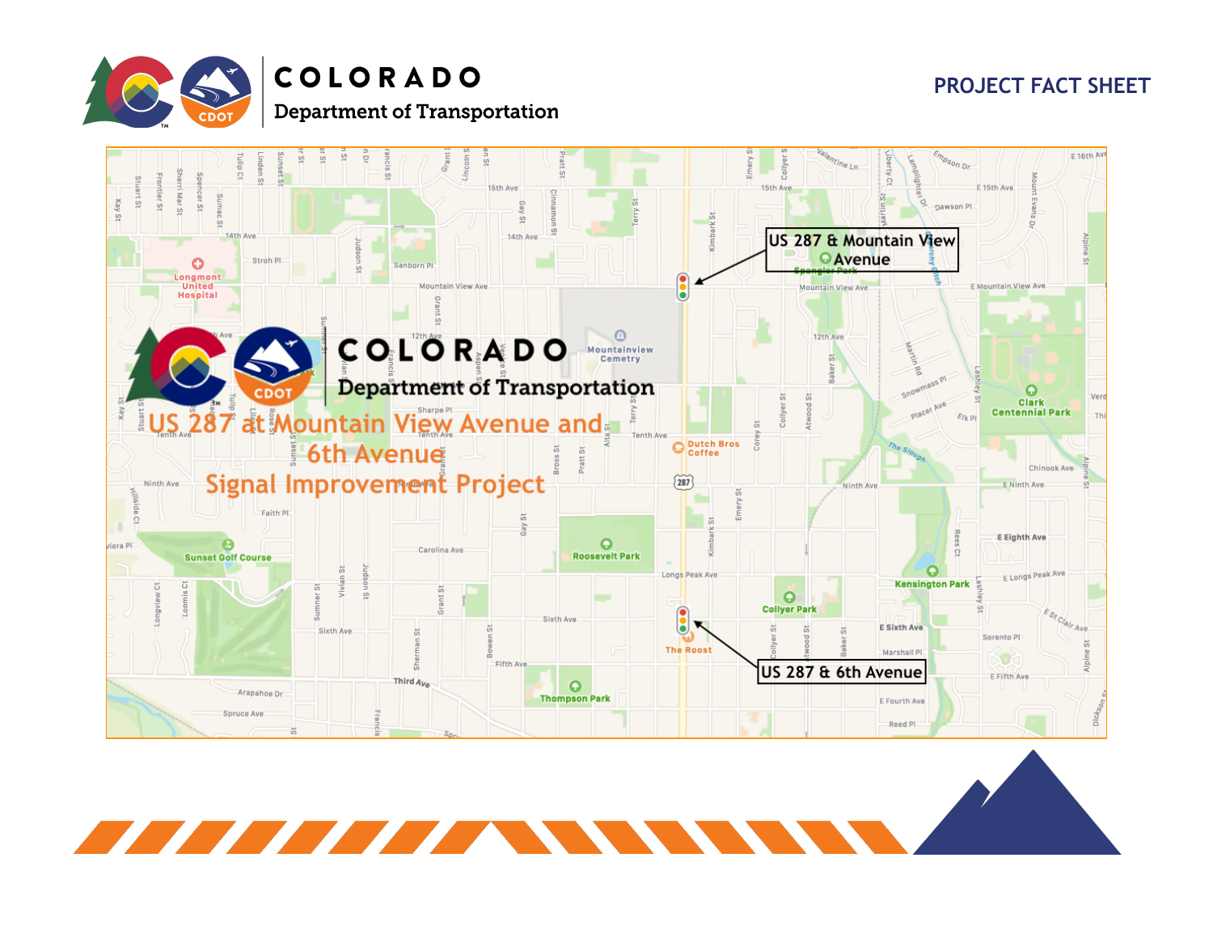COLORADO

Department of Transportation

PROJECT FACT SHEET

COLORADO

Department of Transportation

US 287 at Mountain View Avenue and 6th Avenue Signal Improvement Project

US 287 & Mountain View Avenue

US 287 & 6th Avenue